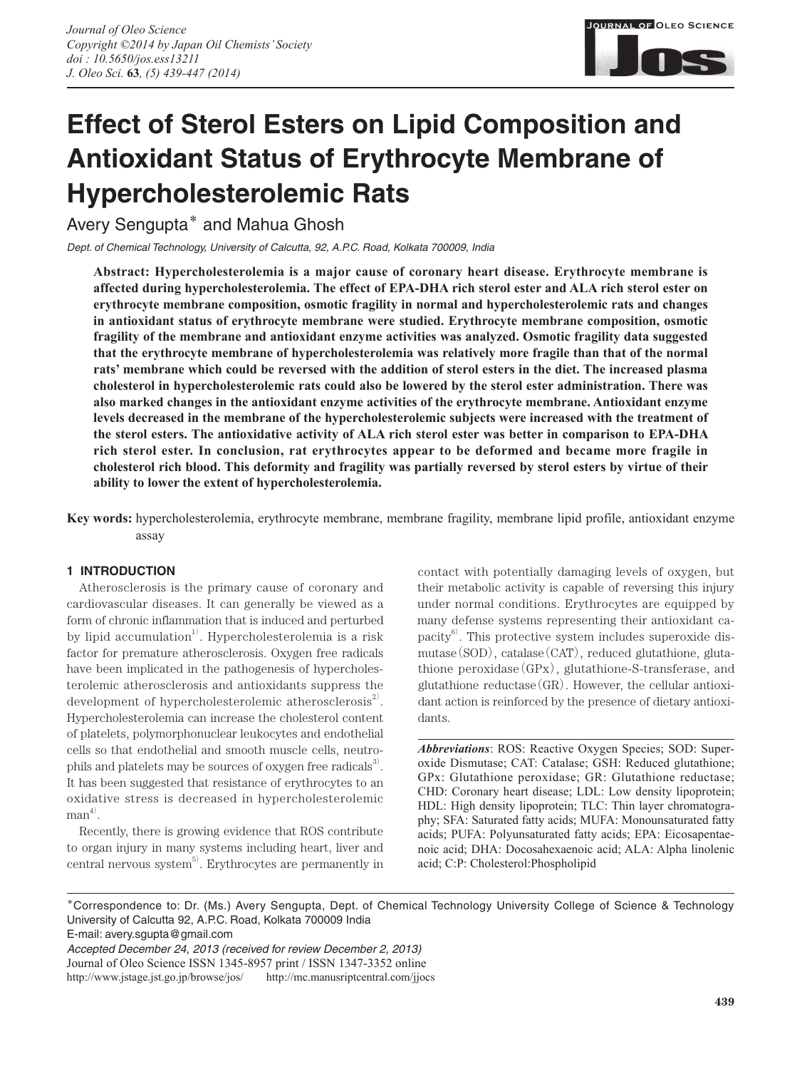# Effect of Sterol Esters on Lipid Composition and Antioxidant Status of Erythrocyte Membrane of Hypercholesterolemic Rats

Avery Sengupta* and Mahua Ghosh

*Dept. of Chemical Technology, University of Calcutta, 92, A.P.C. Road, Kolkata 700009, India*

**Abstract: Hypercholesterolemia is a major cause of coronary heart disease. Erythrocyte membrane is affected during hypercholesterolemia. The effect of EPA-DHA rich sterol ester and ALA rich sterol ester on erythrocyte membrane composition, osmotic fragility in normal and hypercholesterolemic rats and changes in antioxidant status of erythrocyte membrane were studied. Erythrocyte membrane composition, osmotic fragility of the membrane and antioxidant enzyme activities was analyzed. Osmotic fragility data suggested that the erythrocyte membrane of hypercholesterolemia was relatively more fragile than that of the normal rats' membrane which could be reversed with the addition of sterol esters in the diet. The increased plasma cholesterol in hypercholesterolemic rats could also be lowered by the sterol ester administration. There was also marked changes in the antioxidant enzyme activities of the erythrocyte membrane. Antioxidant enzyme levels decreased in the membrane of the hypercholesterolemic subjects were increased with the treatment of the sterol esters. The antioxidative activity of ALA rich sterol ester was better in comparison to EPA-DHA rich sterol ester. In conclusion, rat erythrocytes appear to be deformed and became more fragile in cholesterol rich blood. This deformity and fragility was partially reversed by sterol esters by virtue of their ability to lower the extent of hypercholesterolemia.**

**Key words:** hypercholesterolemia, erythrocyte membrane, membrane fragility, membrane lipid profile, antioxidant enzyme assay

## 1 INTRODUCTION

Atherosclerosis is the primary cause of coronary and cardiovascular diseases. It can generally be viewed as a form of chronic inflammation that is induced and perturbed by lipid accumulation[1]. Hypercholesterolemia is a risk factor for premature atherosclerosis. Oxygen free radicals have been implicated in the pathogenesis of hypercholesterolemic atherosclerosis and antioxidants suppress the development of hypercholesterolemic atherosclerosis[2]. Hypercholesterolemia can increase the cholesterol content of platelets, polymorphonuclear leukocytes and endothelial cells so that endothelial and smooth muscle cells, neutrophils and platelets may be sources of oxygen free radicals[3]. It has been suggested that resistance of erythrocytes to an oxidative stress is decreased in hypercholesterolemic man[4].

Recently, there is growing evidence that ROS contribute to organ injury in many systems including heart, liver and central nervous system[5]. Erythrocytes are permanently in contact with potentially damaging levels of oxygen, but their metabolic activity is capable of reversing this injury under normal conditions. Erythrocytes are equipped by many defense systems representing their antioxidant capacity[6]. This protective system includes superoxide dismutase (SOD), catalase (CAT), reduced glutathione, glutathione peroxidase (GPx), glutathione-S-transferase, and glutathione reductase (GR). However, the cellular antioxidant action is reinforced by the presence of dietary antioxidants.

***Abbreviations***: ROS: Reactive Oxygen Species; SOD: Superoxide Dismutase; CAT: Catalase; GSH: Reduced glutathione; GPx: Glutathione peroxidase; GR: Glutathione reductase; CHD: Coronary heart disease; LDL: Low density lipoprotein; HDL: High density lipoprotein; TLC: Thin layer chromatography; SFA: Saturated fatty acids; MUFA: Monounsaturated fatty acids; PUFA: Polyunsaturated fatty acids; EPA: Eicosapentaenoic acid; DHA: Docosahexaenoic acid; ALA: Alpha linolenic acid; C:P: Cholesterol:Phospholipid

---

*Correspondence to: Dr. (Ms.) Avery Sengupta, Dept. of Chemical Technology University College of Science & Technology University of Calcutta 92, A.P.C. Road, Kolkata 700009 India
E-mail: avery.sgupta@gmail.com

*Accepted December 24, 2013 (received for review December 2, 2013)*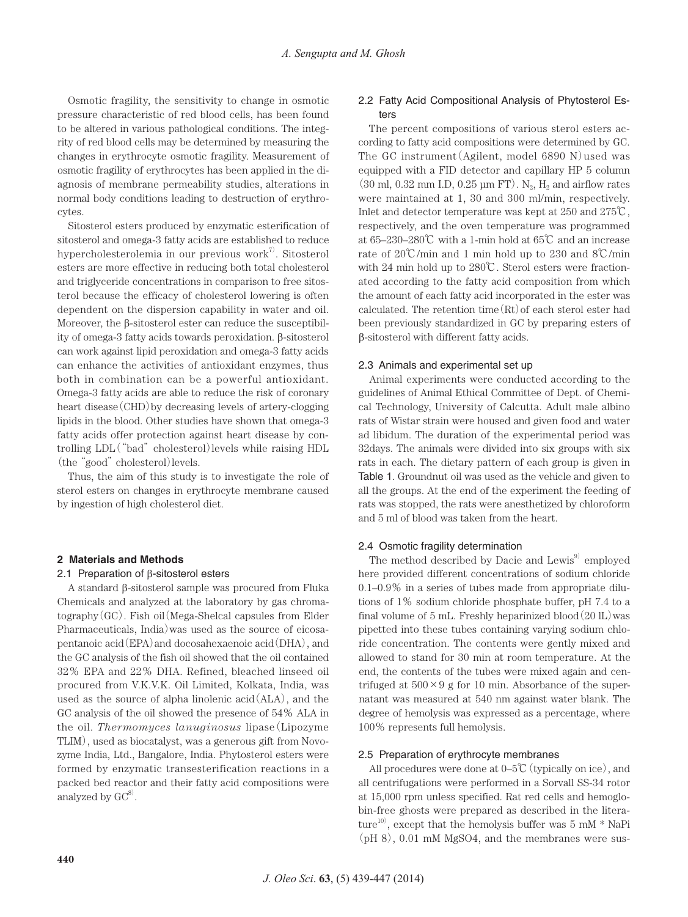Osmotic fragility, the sensitivity to change in osmotic pressure characteristic of red blood cells, has been found to be altered in various pathological conditions. The integrity of red blood cells may be determined by measuring the changes in erythrocyte osmotic fragility. Measurement of osmotic fragility of erythrocytes has been applied in the diagnosis of membrane permeability studies, alterations in normal body conditions leading to destruction of erythrocytes.

Sitosterol esters produced by enzymatic esterification of sitosterol and omega-3 fatty acids are established to reduce hypercholesterolemia in our previous work[7]. Sitosterol esters are more effective in reducing both total cholesterol and triglyceride concentrations in comparison to free sitosterol because the efficacy of cholesterol lowering is often dependent on the dispersion capability in water and oil. Moreover, the β-sitosterol ester can reduce the susceptibility of omega-3 fatty acids towards peroxidation. β-sitosterol can work against lipid peroxidation and omega-3 fatty acids can enhance the activities of antioxidant enzymes, thus both in combination can be a powerful antioxidant. Omega-3 fatty acids are able to reduce the risk of coronary heart disease (CHD) by decreasing levels of artery-clogging lipids in the blood. Other studies have shown that omega-3 fatty acids offer protection against heart disease by controlling LDL ("bad" cholesterol) levels while raising HDL (the "good" cholesterol) levels.

Thus, the aim of this study is to investigate the role of sterol esters on changes in erythrocyte membrane caused by ingestion of high cholesterol diet.

## 2 Materials and Methods

### 2.1 Preparation of β-sitosterol esters

A standard β-sitosterol sample was procured from Fluka Chemicals and analyzed at the laboratory by gas chromatography (GC). Fish oil (Mega-Shelcal capsules from Elder Pharmaceuticals, India) was used as the source of eicosapentanoic acid (EPA) and docosahexaenoic acid (DHA), and the GC analysis of the fish oil showed that the oil contained 32% EPA and 22% DHA. Refined, bleached linseed oil procured from V.K.V.K. Oil Limited, Kolkata, India, was used as the source of alpha linolenic acid (ALA), and the GC analysis of the oil showed the presence of 54% ALA in the oil. *Thermomyces lanuginosus* lipase (Lipozyme TLIM), used as biocatalyst, was a generous gift from Novozyme India, Ltd., Bangalore, India. Phytosterol esters were formed by enzymatic transesterification reactions in a packed bed reactor and their fatty acid compositions were analyzed by GC[8].

### 2.2 Fatty Acid Compositional Analysis of Phytosterol Esters

The percent compositions of various sterol esters according to fatty acid compositions were determined by GC. The GC instrument (Agilent, model 6890 N) used was equipped with a FID detector and capillary HP 5 column (30 ml, 0.32 mm I.D, 0.25 μm FT). $N_2$, $H_2$ and airflow rates were maintained at 1, 30 and 300 ml/min, respectively. Inlet and detector temperature was kept at 250 and 275℃, respectively, and the oven temperature was programmed at 65–230–280℃ with a 1-min hold at 65℃ and an increase rate of 20℃/min and 1 min hold up to 230 and 8℃/min with 24 min hold up to 280℃. Sterol esters were fractionated according to the fatty acid composition from which the amount of each fatty acid incorporated in the ester was calculated. The retention time (Rt) of each sterol ester had been previously standardized in GC by preparing esters of β-sitosterol with different fatty acids.

### 2.3 Animals and experimental set up

Animal experiments were conducted according to the guidelines of Animal Ethical Committee of Dept. of Chemical Technology, University of Calcutta. Adult male albino rats of Wistar strain were housed and given food and water ad libidum. The duration of the experimental period was 32days. The animals were divided into six groups with six rats in each. The dietary pattern of each group is given in Table 1. Groundnut oil was used as the vehicle and given to all the groups. At the end of the experiment the feeding of rats was stopped, the rats were anesthetized by chloroform and 5 ml of blood was taken from the heart.

### 2.4 Osmotic fragility determination

The method described by Dacie and Lewis[9] employed here provided different concentrations of sodium chloride 0.1–0.9% in a series of tubes made from appropriate dilutions of 1% sodium chloride phosphate buffer, pH 7.4 to a final volume of 5 mL. Freshly heparinized blood (20 lL) was pipetted into these tubes containing varying sodium chloride concentration. The contents were gently mixed and allowed to stand for 30 min at room temperature. At the end, the contents of the tubes were mixed again and centrifuged at 500×9 g for 10 min. Absorbance of the supernatant was measured at 540 nm against water blank. The degree of hemolysis was expressed as a percentage, where 100% represents full hemolysis.

### 2.5 Preparation of erythrocyte membranes

All procedures were done at 0–5℃ (typically on ice), and all centrifugations were performed in a Sorvall SS-34 rotor at 15,000 rpm unless specified. Rat red cells and hemoglobin-free ghosts were prepared as described in the literature[10], except that the hemolysis buffer was 5 mM * NaPi (pH 8), 0.01 mM MgSO4, and the membranes were sus-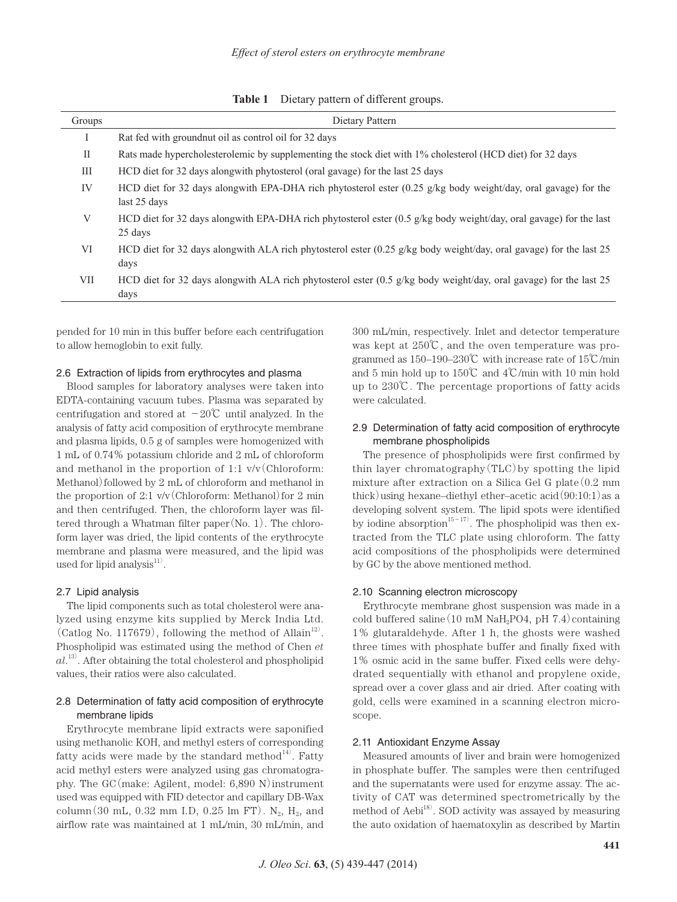**Table 1** Dietary pattern of different groups.

| Groups | Dietary Pattern |
|---|---|
| I | Rat fed with groundnut oil as control oil for 32 days |
| II | Rats made hypercholesterolemic by supplementing the stock diet with 1% cholesterol (HCD diet) for 32 days |
| III | HCD diet for 32 days alongwith phytosterol (oral gavage) for the last 25 days |
| IV | HCD diet for 32 days alongwith EPA-DHA rich phytosterol ester (0.25 g/kg body weight/day, oral gavage) for the last 25 days |
| V | HCD diet for 32 days alongwith EPA-DHA rich phytosterol ester (0.5 g/kg body weight/day, oral gavage) for the last 25 days |
| VI | HCD diet for 32 days alongwith ALA rich phytosterol ester (0.25 g/kg body weight/day, oral gavage) for the last 25 days |
| VII | HCD diet for 32 days alongwith ALA rich phytosterol ester (0.5 g/kg body weight/day, oral gavage) for the last 25 days |

pended for 10 min in this buffer before each centrifugation to allow hemoglobin to exit fully.

### 2.6 Extraction of lipids from erythrocytes and plasma

Blood samples for laboratory analyses were taken into EDTA-containing vacuum tubes. Plasma was separated by centrifugation and stored at −20℃ until analyzed. In the analysis of fatty acid composition of erythrocyte membrane and plasma lipids, 0.5 g of samples were homogenized with 1 mL of 0.74% potassium chloride and 2 mL of chloroform and methanol in the proportion of 1:1 v/v (Chloroform: Methanol) followed by 2 mL of chloroform and methanol in the proportion of 2:1 v/v (Chloroform: Methanol) for 2 min and then centrifuged. Then, the chloroform layer was filtered through a Whatman filter paper (No. 1). The chloroform layer was dried, the lipid contents of the erythrocyte membrane and plasma were measured, and the lipid was used for lipid analysis[11].

### 2.7 Lipid analysis

The lipid components such as total cholesterol were analyzed using enzyme kits supplied by Merck India Ltd. (Catlog No. 117679), following the method of Allain[12]. Phospholipid was estimated using the method of Chen *et al.*[13]. After obtaining the total cholesterol and phospholipid values, their ratios were also calculated.

### 2.8 Determination of fatty acid composition of erythrocyte membrane lipids

Erythrocyte membrane lipid extracts were saponified using methanolic KOH, and methyl esters of corresponding fatty acids were made by the standard method[14]. Fatty acid methyl esters were analyzed using gas chromatography. The GC (make: Agilent, model: 6,890 N) instrument used was equipped with FID detector and capillary DB-Wax column (30 mL, 0.32 mm I.D, 0.25 lm FT). $N_2$, $H_2$, and airflow rate was maintained at 1 mL/min, 30 mL/min, and 300 mL/min, respectively. Inlet and detector temperature was kept at 250℃, and the oven temperature was programmed as 150–190–230℃ with increase rate of 15℃/min and 5 min hold up to 150℃ and 4℃/min with 10 min hold up to 230℃. The percentage proportions of fatty acids were calculated.

### 2.9 Determination of fatty acid composition of erythrocyte membrane phospholipids

The presence of phospholipids were first confirmed by thin layer chromatography (TLC) by spotting the lipid mixture after extraction on a Silica Gel G plate (0.2 mm thick) using hexane–diethyl ether–acetic acid (90:10:1) as a developing solvent system. The lipid spots were identified by iodine absorption[15−17]. The phospholipid was then extracted from the TLC plate using chloroform. The fatty acid compositions of the phospholipids were determined by GC by the above mentioned method.

### 2.10 Scanning electron microscopy

Erythrocyte membrane ghost suspension was made in a cold buffered saline (10 mM $NaH_2PO4$, pH 7.4) containing 1% glutaraldehyde. After 1 h, the ghosts were washed three times with phosphate buffer and finally fixed with 1% osmic acid in the same buffer. Fixed cells were dehydrated sequentially with ethanol and propylene oxide, spread over a cover glass and air dried. After coating with gold, cells were examined in a scanning electron microscope.

### 2.11 Antioxidant Enzyme Assay

Measured amounts of liver and brain were homogenized in phosphate buffer. The samples were then centrifuged and the supernatants were used for enzyme assay. The activity of CAT was determined spectrometrically by the method of Aebi[18]. SOD activity was assayed by measuring the auto oxidation of haematoxylin as described by Martin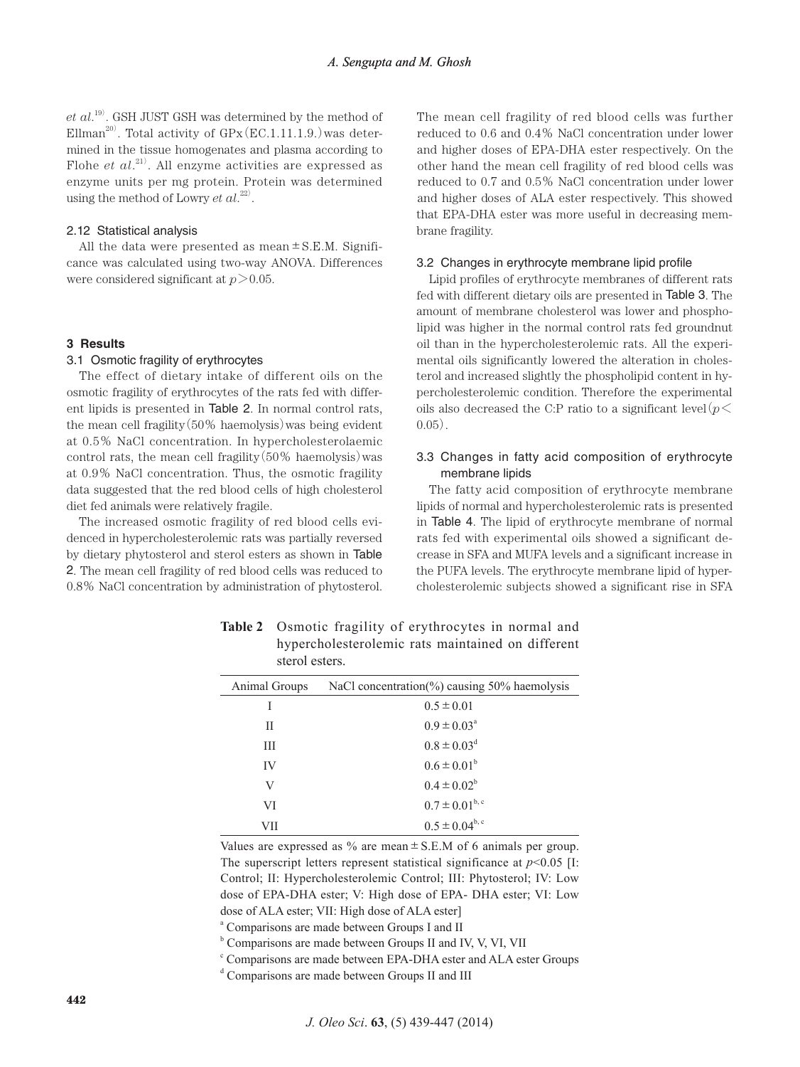*et al.*[19]. GSH JUST GSH was determined by the method of Ellman[20]. Total activity of GPx (EC.1.11.1.9.) was determined in the tissue homogenates and plasma according to Flohe *et al.*[21]. All enzyme activities are expressed as enzyme units per mg protein. Protein was determined using the method of Lowry *et al.*[22].

### 2.12 Statistical analysis

All the data were presented as mean ± S.E.M. Significance was calculated using two-way ANOVA. Differences were considered significant at $p > 0.05$.

## 3 Results

### 3.1 Osmotic fragility of erythrocytes

The effect of dietary intake of different oils on the osmotic fragility of erythrocytes of the rats fed with different lipids is presented in Table 2. In normal control rats, the mean cell fragility (50% haemolysis) was being evident at 0.5% NaCl concentration. In hypercholesterolaemic control rats, the mean cell fragility (50% haemolysis) was at 0.9% NaCl concentration. Thus, the osmotic fragility data suggested that the red blood cells of high cholesterol diet fed animals were relatively fragile.

The increased osmotic fragility of red blood cells evidenced in hypercholesterolemic rats was partially reversed by dietary phytosterol and sterol esters as shown in Table 2. The mean cell fragility of red blood cells was reduced to 0.8% NaCl concentration by administration of phytosterol. The mean cell fragility of red blood cells was further reduced to 0.6 and 0.4% NaCl concentration under lower and higher doses of EPA-DHA ester respectively. On the other hand the mean cell fragility of red blood cells was reduced to 0.7 and 0.5% NaCl concentration under lower and higher doses of ALA ester respectively. This showed that EPA-DHA ester was more useful in decreasing membrane fragility.

### 3.2 Changes in erythrocyte membrane lipid profile

Lipid profiles of erythrocyte membranes of different rats fed with different dietary oils are presented in Table 3. The amount of membrane cholesterol was lower and phospholipid was higher in the normal control rats fed groundnut oil than in the hypercholesterolemic rats. All the experimental oils significantly lowered the alteration in cholesterol and increased slightly the phospholipid content in hypercholesterolemic condition. Therefore the experimental oils also decreased the C:P ratio to a significant level ($p < 0.05$).

### 3.3 Changes in fatty acid composition of erythrocyte membrane lipids

The fatty acid composition of erythrocyte membrane lipids of normal and hypercholesterolemic rats is presented in Table 4. The lipid of erythrocyte membrane of normal rats fed with experimental oils showed a significant decrease in SFA and MUFA levels and a significant increase in the PUFA levels. The erythrocyte membrane lipid of hypercholesterolemic subjects showed a significant rise in SFA

**Table 2** Osmotic fragility of erythrocytes in normal and hypercholesterolemic rats maintained on different sterol esters.

| Animal Groups | NaCl concentration(%) causing 50% haemolysis |
|---|---|
| I | $0.5 \pm 0.01$ |
| II | $0.9 \pm 0.03^{a}$ |
| III | $0.8 \pm 0.03^{d}$ |
| IV | $0.6 \pm 0.01^{b}$ |
| V | $0.4 \pm 0.02^{b}$ |
| VI | $0.7 \pm 0.01^{b,c}$ |
| VII | $0.5 \pm 0.04^{b,c}$ |

Values are expressed as % are mean ± S.E.M of 6 animals per group. The superscript letters represent statistical significance at $p<0.05$ [I: Control; II: Hypercholesterolemic Control; III: Phytosterol; IV: Low dose of EPA-DHA ester; V: High dose of EPA- DHA ester; VI: Low dose of ALA ester; VII: High dose of ALA ester]

[a] Comparisons are made between Groups I and II

[b] Comparisons are made between Groups II and IV, V, VI, VII

[c] Comparisons are made between EPA-DHA ester and ALA ester Groups

[d] Comparisons are made between Groups II and III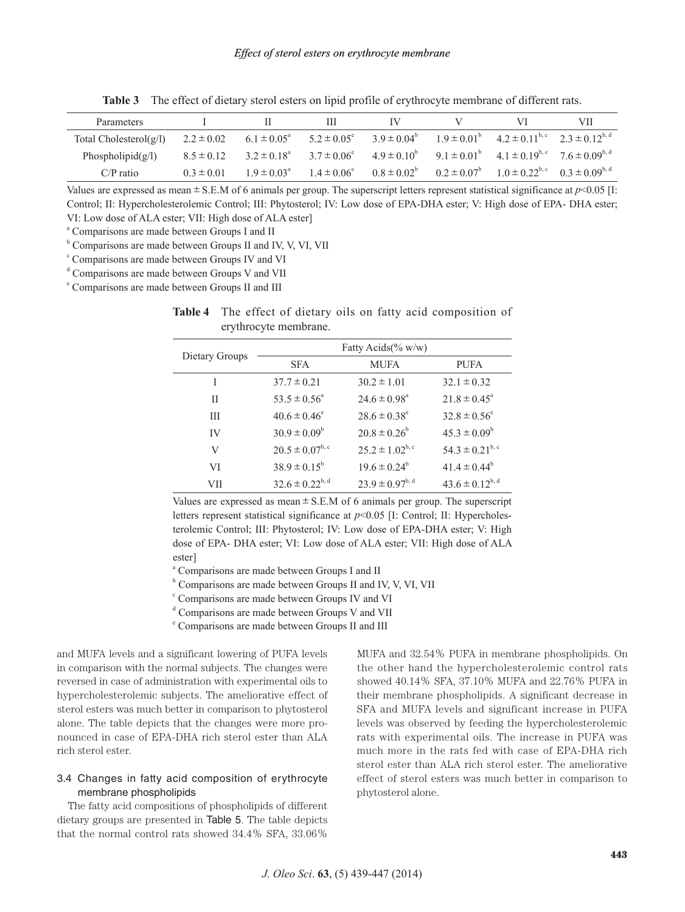**Table 3** The effect of dietary sterol esters on lipid profile of erythrocyte membrane of different rats.

| Parameters | I | II | III | IV | V | VI | VII |
|---|---|---|---|---|---|---|---|
| Total Cholesterol(g/l) | 2.2 ± 0.02 | 6.1 ± 0.05[a] | 5.2 ± 0.05[e] | 3.9 ± 0.04[b] | 1.9 ± 0.01[b] | 4.2 ± 0.11[b, c] | 2.3 ± 0.12[b, d] |
| Phospholipid(g/l) | 8.5 ± 0.12 | 3.2 ± 0.18[a] | 3.7 ± 0.06[e] | 4.9 ± 0.10[b] | 9.1 ± 0.01[b] | 4.1 ± 0.19[b, c] | 7.6 ± 0.09[b, d] |
| C/P ratio | 0.3 ± 0.01 | 1.9 ± 0.03[a] | 1.4 ± 0.06[e] | 0.8 ± 0.02[b] | 0.2 ± 0.07[b] | 1.0 ± 0.22[b, c] | 0.3 ± 0.09[b, d] |

Values are expressed as mean ± S.E.M of 6 animals per group. The superscript letters represent statistical significance at $p$<0.05 [I: Control; II: Hypercholesterolemic Control; III: Phytosterol; IV: Low dose of EPA-DHA ester; V: High dose of EPA- DHA ester; VI: Low dose of ALA ester; VII: High dose of ALA ester]

[a] Comparisons are made between Groups I and II

[b] Comparisons are made between Groups II and IV, V, VI, VII

[c] Comparisons are made between Groups IV and VI

[d] Comparisons are made between Groups V and VII

[e] Comparisons are made between Groups II and III

**Table 4** The effect of dietary oils on fatty acid composition of erythrocyte membrane.

| Dietary Groups | Fatty Acids(% w/w) | | |
|---|---|---|---|
| | SFA | MUFA | PUFA |
| I | 37.7 ± 0.21 | 30.2 ± 1.01 | 32.1 ± 0.32 |
| II | 53.5 ± 0.56[a] | 24.6 ± 0.98[a] | 21.8 ± 0.45[a] |
| III | 40.6 ± 0.46[e] | 28.6 ± 0.38[e] | 32.8 ± 0.56[e] |
| IV | 30.9 ± 0.09[b] | 20.8 ± 0.26[b] | 45.3 ± 0.09[b] |
| V | 20.5 ± 0.07[b, c] | 25.2 ± 1.02[b, c] | 54.3 ± 0.21[b, c] |
| VI | 38.9 ± 0.15[b] | 19.6 ± 0.24[b] | 41.4 ± 0.44[b] |
| VII | 32.6 ± 0.22[b, d] | 23.9 ± 0.97[b, d] | 43.6 ± 0.12[b, d] |

Values are expressed as mean ± S.E.M of 6 animals per group. The superscript letters represent statistical significance at $p$<0.05 [I: Control; II: Hypercholesterolemic Control; III: Phytosterol; IV: Low dose of EPA-DHA ester; V: High dose of EPA- DHA ester; VI: Low dose of ALA ester; VII: High dose of ALA ester]

[a] Comparisons are made between Groups I and II

[b] Comparisons are made between Groups II and IV, V, VI, VII

[c] Comparisons are made between Groups IV and VI

[d] Comparisons are made between Groups V and VII

[e] Comparisons are made between Groups II and III

and MUFA levels and a significant lowering of PUFA levels in comparison with the normal subjects. The changes were reversed in case of administration with experimental oils to hypercholesterolemic subjects. The ameliorative effect of sterol esters was much better in comparison to phytosterol alone. The table depicts that the changes were more pronounced in case of EPA-DHA rich sterol ester than ALA rich sterol ester.

### 3.4 Changes in fatty acid composition of erythrocyte membrane phospholipids

The fatty acid compositions of phospholipids of different dietary groups are presented in Table 5. The table depicts that the normal control rats showed 34.4% SFA, 33.06% MUFA and 32.54% PUFA in membrane phospholipids. On the other hand the hypercholesterolemic control rats showed 40.14% SFA, 37.10% MUFA and 22.76% PUFA in their membrane phospholipids. A significant decrease in SFA and MUFA levels and significant increase in PUFA levels was observed by feeding the hypercholesterolemic rats with experimental oils. The increase in PUFA was much more in the rats fed with case of EPA-DHA rich sterol ester than ALA rich sterol ester. The ameliorative effect of sterol esters was much better in comparison to phytosterol alone.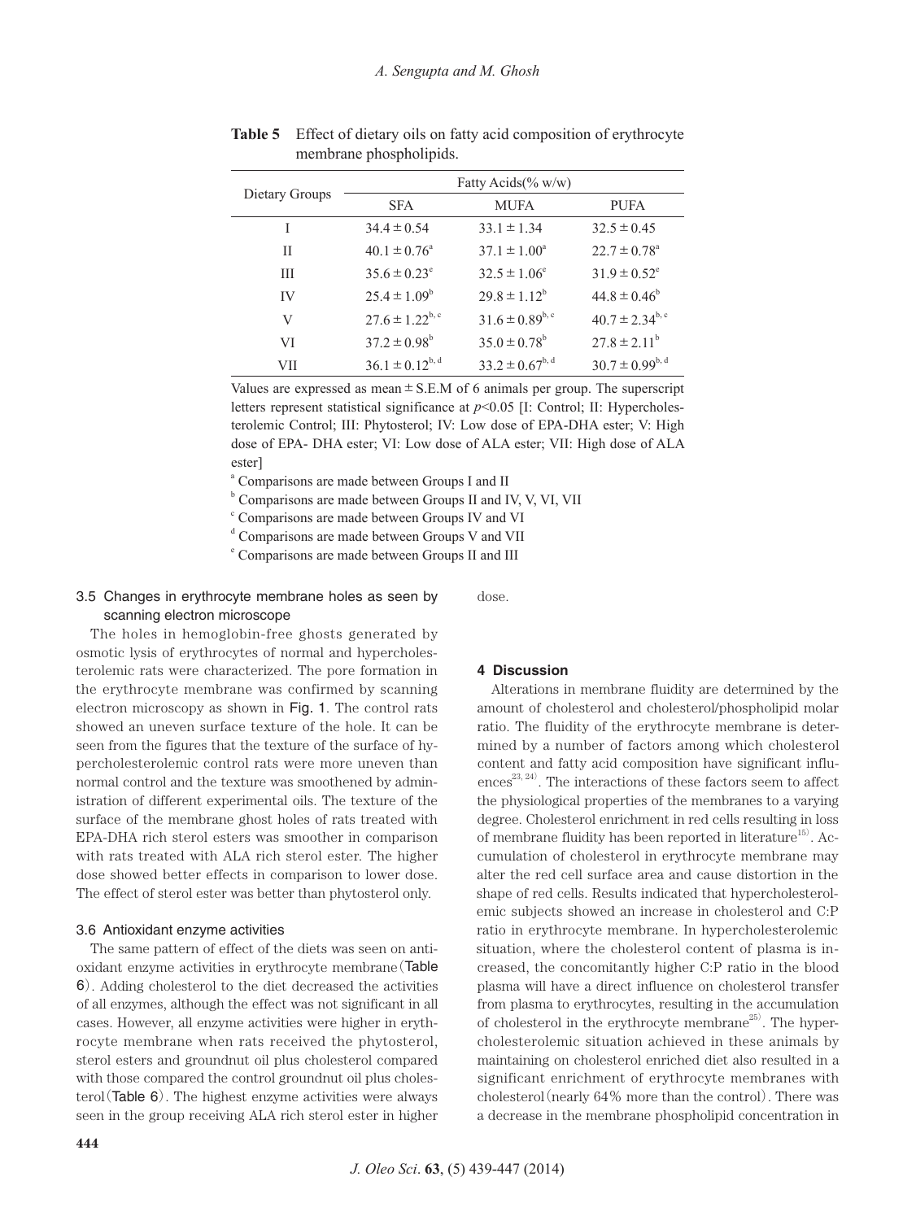**Table 5** Effect of dietary oils on fatty acid composition of erythrocyte membrane phospholipids.

| Dietary Groups | Fatty Acids(% w/w) | | |
|---|---|---|---|
| | SFA | MUFA | PUFA |
| I | 34.4 ± 0.54 | 33.1 ± 1.34 | 32.5 ± 0.45 |
| II | 40.1 ± 0.76[a] | 37.1 ± 1.00[a] | 22.7 ± 0.78[a] |
| III | 35.6 ± 0.23[e] | 32.5 ± 1.06[e] | 31.9 ± 0.52[e] |
| IV | 25.4 ± 1.09[b] | 29.8 ± 1.12[b] | 44.8 ± 0.46[b] |
| V | 27.6 ± 1.22[b, c] | 31.6 ± 0.89[b, c] | 40.7 ± 2.34[b, c] |
| VI | 37.2 ± 0.98[b] | 35.0 ± 0.78[b] | 27.8 ± 2.11[b] |
| VII | 36.1 ± 0.12[b, d] | 33.2 ± 0.67[b, d] | 30.7 ± 0.99[b, d] |

Values are expressed as mean ± S.E.M of 6 animals per group. The superscript letters represent statistical significance at $p<0.05$ [I: Control; II: Hypercholesterolemic Control; III: Phytosterol; IV: Low dose of EPA-DHA ester; V: High dose of EPA- DHA ester; VI: Low dose of ALA ester; VII: High dose of ALA ester]

[a] Comparisons are made between Groups I and II

[b] Comparisons are made between Groups II and IV, V, VI, VII

[c] Comparisons are made between Groups IV and VI

[d] Comparisons are made between Groups V and VII

[e] Comparisons are made between Groups II and III

### 3.5 Changes in erythrocyte membrane holes as seen by scanning electron microscope

The holes in hemoglobin-free ghosts generated by osmotic lysis of erythrocytes of normal and hypercholesterolemic rats were characterized. The pore formation in the erythrocyte membrane was confirmed by scanning electron microscopy as shown in Fig. 1. The control rats showed an uneven surface texture of the hole. It can be seen from the figures that the texture of the surface of hypercholesterolemic control rats were more uneven than normal control and the texture was smoothened by administration of different experimental oils. The texture of the surface of the membrane ghost holes of rats treated with EPA-DHA rich sterol esters was smoother in comparison with rats treated with ALA rich sterol ester. The higher dose showed better effects in comparison to lower dose. The effect of sterol ester was better than phytosterol only.

### 3.6 Antioxidant enzyme activities

The same pattern of effect of the diets was seen on antioxidant enzyme activities in erythrocyte membrane (Table 6). Adding cholesterol to the diet decreased the activities of all enzymes, although the effect was not significant in all cases. However, all enzyme activities were higher in erythrocyte membrane when rats received the phytosterol, sterol esters and groundnut oil plus cholesterol compared with those compared the control groundnut oil plus cholesterol (Table 6). The highest enzyme activities were always seen in the group receiving ALA rich sterol ester in higher dose.

## 4 Discussion

Alterations in membrane fluidity are determined by the amount of cholesterol and cholesterol/phospholipid molar ratio. The fluidity of the erythrocyte membrane is determined by a number of factors among which cholesterol content and fatty acid composition have significant influences[23, 24]. The interactions of these factors seem to affect the physiological properties of the membranes to a varying degree. Cholesterol enrichment in red cells resulting in loss of membrane fluidity has been reported in literature[15]. Accumulation of cholesterol in erythrocyte membrane may alter the red cell surface area and cause distortion in the shape of red cells. Results indicated that hypercholesterolemic subjects showed an increase in cholesterol and C:P ratio in erythrocyte membrane. In hypercholesterolemic situation, where the cholesterol content of plasma is increased, the concomitantly higher C:P ratio in the blood plasma will have a direct influence on cholesterol transfer from plasma to erythrocytes, resulting in the accumulation of cholesterol in the erythrocyte membrane[25]. The hypercholesterolemic situation achieved in these animals by maintaining on cholesterol enriched diet also resulted in a significant enrichment of erythrocyte membranes with cholesterol (nearly 64% more than the control). There was a decrease in the membrane phospholipid concentration in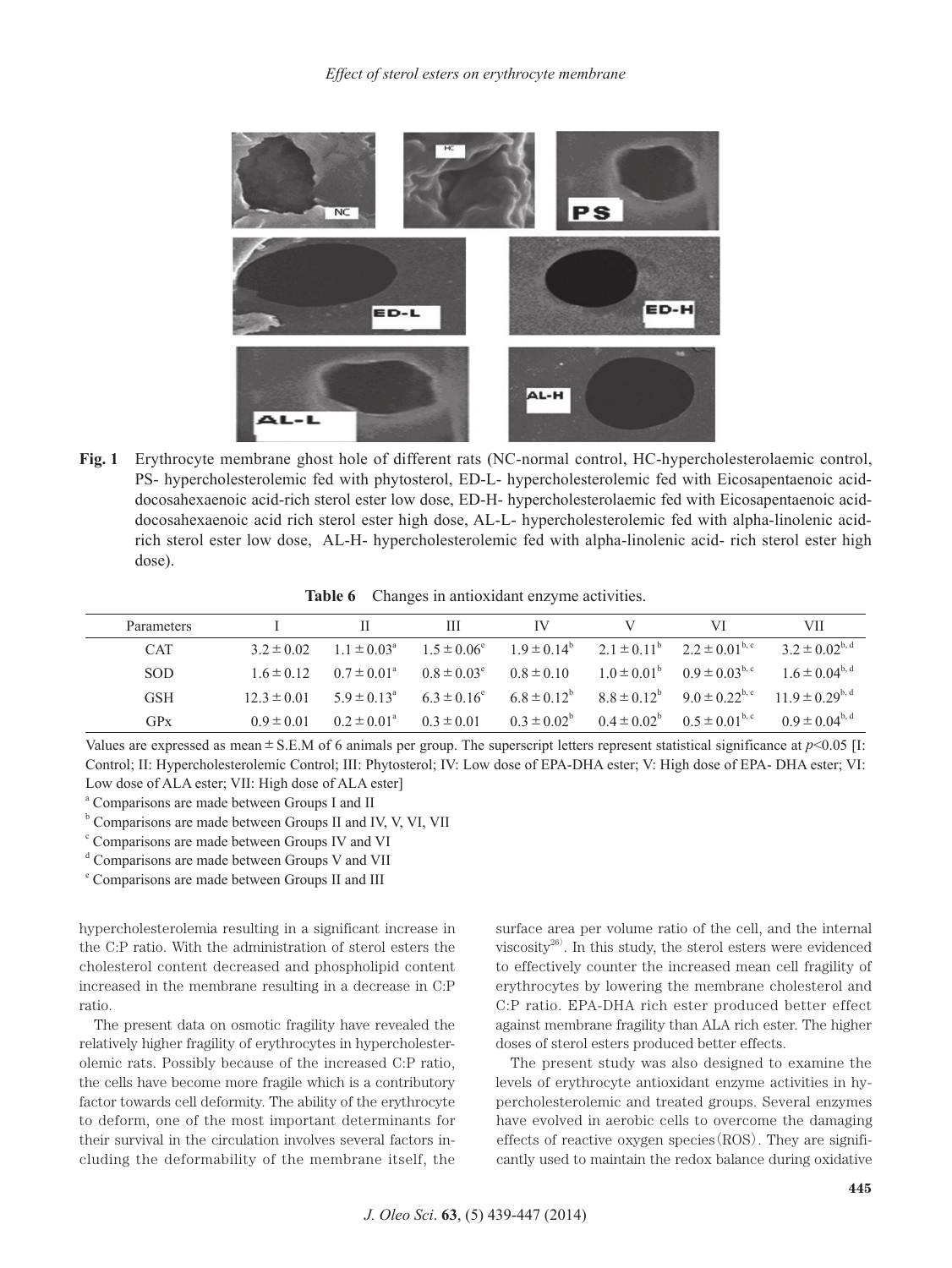**Fig. 1** Erythrocyte membrane ghost hole of different rats (NC-normal control, HC-hypercholesterolaemic control, PS- hypercholesterolemic fed with phytosterol, ED-L- hypercholesterolemic fed with Eicosapentaenoic acid-docosahexaenoic acid-rich sterol ester low dose, ED-H- hypercholesterolaemic fed with Eicosapentaenoic acid-docosahexaenoic acid rich sterol ester high dose, AL-L- hypercholesterolemic fed with alpha-linolenic acid-rich sterol ester low dose, AL-H- hypercholesterolemic fed with alpha-linolenic acid- rich sterol ester high dose).

**Table 6** Changes in antioxidant enzyme activities.

| Parameters | I | II | III | IV | V | VI | VII |
|---|---|---|---|---|---|---|---|
| CAT | 3.2 ± 0.02 | 1.1 ± 0.03[a] | 1.5 ± 0.06[e] | 1.9 ± 0.14[b] | 2.1 ± 0.11[b] | 2.2 ± 0.01[b, c] | 3.2 ± 0.02[b, d] |
| SOD | 1.6 ± 0.12 | 0.7 ± 0.01[a] | 0.8 ± 0.03[e] | 0.8 ± 0.10 | 1.0 ± 0.01[b] | 0.9 ± 0.03[b, c] | 1.6 ± 0.04[b, d] |
| GSH | 12.3 ± 0.01 | 5.9 ± 0.13[a] | 6.3 ± 0.16[e] | 6.8 ± 0.12[b] | 8.8 ± 0.12[b] | 9.0 ± 0.22[b, c] | 11.9 ± 0.29[b, d] |
| GPx | 0.9 ± 0.01 | 0.2 ± 0.01[a] | 0.3 ± 0.01 | 0.3 ± 0.02[b] | 0.4 ± 0.02[b] | 0.5 ± 0.01[b, c] | 0.9 ± 0.04[b, d] |

Values are expressed as mean ± S.E.M of 6 animals per group. The superscript letters represent statistical significance at $p$<0.05 [I: Control; II: Hypercholesterolemic Control; III: Phytosterol; IV: Low dose of EPA-DHA ester; V: High dose of EPA- DHA ester; VI: Low dose of ALA ester; VII: High dose of ALA ester]

[a] Comparisons are made between Groups I and II

[b] Comparisons are made between Groups II and IV, V, VI, VII

[c] Comparisons are made between Groups IV and VI

[d] Comparisons are made between Groups V and VII

[e] Comparisons are made between Groups II and III

hypercholesterolemia resulting in a significant increase in the C:P ratio. With the administration of sterol esters the cholesterol content decreased and phospholipid content increased in the membrane resulting in a decrease in C:P ratio.

The present data on osmotic fragility have revealed the relatively higher fragility of erythrocytes in hypercholesterolemic rats. Possibly because of the increased C:P ratio, the cells have become more fragile which is a contributory factor towards cell deformity. The ability of the erythrocyte to deform, one of the most important determinants for their survival in the circulation involves several factors including the deformability of the membrane itself, the surface area per volume ratio of the cell, and the internal viscosity[26]. In this study, the sterol esters were evidenced to effectively counter the increased mean cell fragility of erythrocytes by lowering the membrane cholesterol and C:P ratio. EPA-DHA rich ester produced better effect against membrane fragility than ALA rich ester. The higher doses of sterol esters produced better effects.

The present study was also designed to examine the levels of erythrocyte antioxidant enzyme activities in hypercholesterolemic and treated groups. Several enzymes have evolved in aerobic cells to overcome the damaging effects of reactive oxygen species (ROS). They are significantly used to maintain the redox balance during oxidative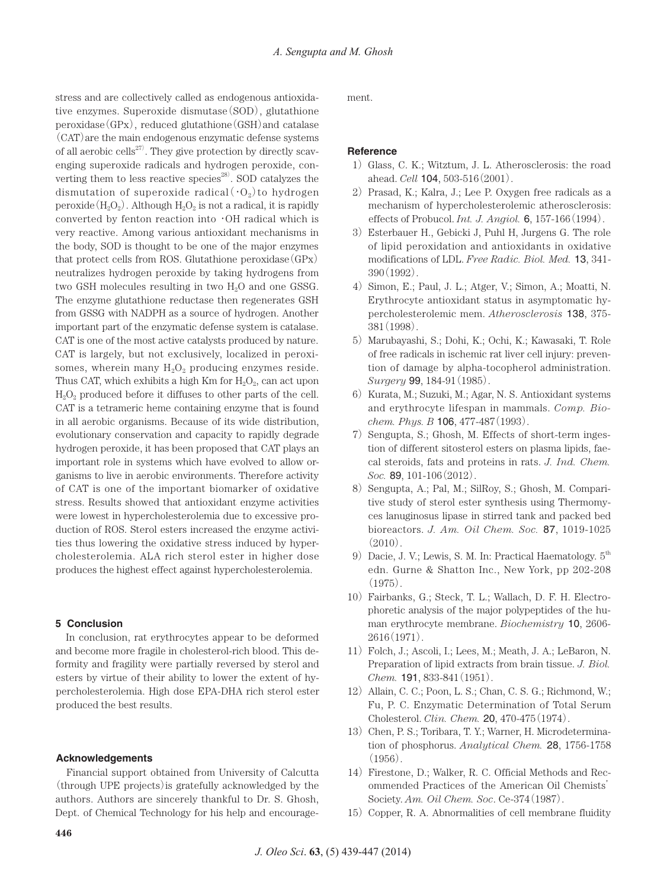stress and are collectively called as endogenous antioxidative enzymes. Superoxide dismutase (SOD), glutathione peroxidase (GPx), reduced glutathione (GSH) and catalase (CAT) are the main endogenous enzymatic defense systems of all aerobic cells[27]. They give protection by directly scavenging superoxide radicals and hydrogen peroxide, converting them to less reactive species[28]. SOD catalyzes the dismutation of superoxide radical ($\cdot O_2$) to hydrogen peroxide ($H_2O_2$). Although $H_2O_2$ is not a radical, it is rapidly converted by fenton reaction into $\cdot$OH radical which is very reactive. Among various antioxidant mechanisms in the body, SOD is thought to be one of the major enzymes that protect cells from ROS. Glutathione peroxidase (GPx) neutralizes hydrogen peroxide by taking hydrogens from two GSH molecules resulting in two $H_2O$ and one GSSG. The enzyme glutathione reductase then regenerates GSH from GSSG with NADPH as a source of hydrogen. Another important part of the enzymatic defense system is catalase. CAT is one of the most active catalysts produced by nature. CAT is largely, but not exclusively, localized in peroxisomes, wherein many $H_2O_2$ producing enzymes reside. Thus CAT, which exhibits a high Km for $H_2O_2$, can act upon $H_2O_2$ produced before it diffuses to other parts of the cell. CAT is a tetrameric heme containing enzyme that is found in all aerobic organisms. Because of its wide distribution, evolutionary conservation and capacity to rapidly degrade hydrogen peroxide, it has been proposed that CAT plays an important role in systems which have evolved to allow organisms to live in aerobic environments. Therefore activity of CAT is one of the important biomarker of oxidative stress. Results showed that antioxidant enzyme activities were lowest in hypercholesterolemia due to excessive production of ROS. Sterol esters increased the enzyme activities thus lowering the oxidative stress induced by hypercholesterolemia. ALA rich sterol ester in higher dose produces the highest effect against hypercholesterolemia.

## 5 Conclusion

In conclusion, rat erythrocytes appear to be deformed and become more fragile in cholesterol-rich blood. This deformity and fragility were partially reversed by sterol and esters by virtue of their ability to lower the extent of hypercholesterolemia. High dose EPA-DHA rich sterol ester produced the best results.

## Acknowledgements

Financial support obtained from University of Calcutta (through UPE projects) is gratefully acknowledged by the authors. Authors are sincerely thankful to Dr. S. Ghosh, Dept. of Chemical Technology for his help and encouragement.

## Reference

1) Glass, C. K.; Witztum, J. L. Atherosclerosis: the road ahead. *Cell* **104**, 503-516 (2001).
2) Prasad, K.; Kalra, J.; Lee P. Oxygen free radicals as a mechanism of hypercholesterolemic atherosclerosis: effects of Probucol. *Int. J. Angiol.* **6**, 157-166 (1994).
3) Esterbauer H., Gebicki J, Puhl H, Jurgens G. The role of lipid peroxidation and antioxidants in oxidative modifications of LDL. *Free Radic. Biol. Med.* **13**, 341-390 (1992).
4) Simon, E.; Paul, J. L.; Atger, V.; Simon, A.; Moatti, N. Erythrocyte antioxidant status in asymptomatic hypercholesterolemic mem. *Atherosclerosis* **138**, 375-381 (1998).
5) Marubayashi, S.; Dohi, K.; Ochi, K.; Kawasaki, T. Role of free radicals in ischemic rat liver cell injury: prevention of damage by alpha-tocopherol administration. *Surgery* **99**, 184-91 (1985).
6) Kurata, M.; Suzuki, M.; Agar, N. S. Antioxidant systems and erythrocyte lifespan in mammals. *Comp. Biochem. Phys. B* **106**, 477-487 (1993).
7) Sengupta, S.; Ghosh, M. Effects of short-term ingestion of different sitosterol esters on plasma lipids, faecal steroids, fats and proteins in rats. *J. Ind. Chem. Soc.* **89**, 101-106 (2012).
8) Sengupta, A.; Pal, M.; SilRoy, S.; Ghosh, M. Comparitive study of sterol ester synthesis using Thermomyces lanuginosus lipase in stirred tank and packed bed bioreactors. *J. Am. Oil Chem. Soc.* **87**, 1019-1025 (2010).
9) Dacie, J. V.; Lewis, S. M. In: Practical Haematology. $5^{th}$ edn. Gurne & Shatton Inc., New York, pp 202-208 (1975).
10) Fairbanks, G.; Steck, T. L.; Wallach, D. F. H. Electrophoretic analysis of the major polypeptides of the human erythrocyte membrane. *Biochemistry* **10**, 2606-2616 (1971).
11) Folch, J.; Ascoli, I.; Lees, M.; Meath, J. A.; LeBaron, N. Preparation of lipid extracts from brain tissue. *J. Biol. Chem.* **191**, 833-841 (1951).
12) Allain, C. C.; Poon, L. S.; Chan, C. S. G.; Richmond, W.; Fu, P. C. Enzymatic Determination of Total Serum Cholesterol. *Clin. Chem.* **20**, 470-475 (1974).
13) Chen, P. S.; Toribara, T. Y.; Warner, H. Microdetermination of phosphorus. *Analytical Chem.* **28**, 1756-1758 (1956).
14) Firestone, D.; Walker, R. C. Official Methods and Recommended Practices of the American Oil Chemists' Society. *Am. Oil Chem. Soc*. Ce-374 (1987).
15) Copper, R. A. Abnormalities of cell membrane fluidity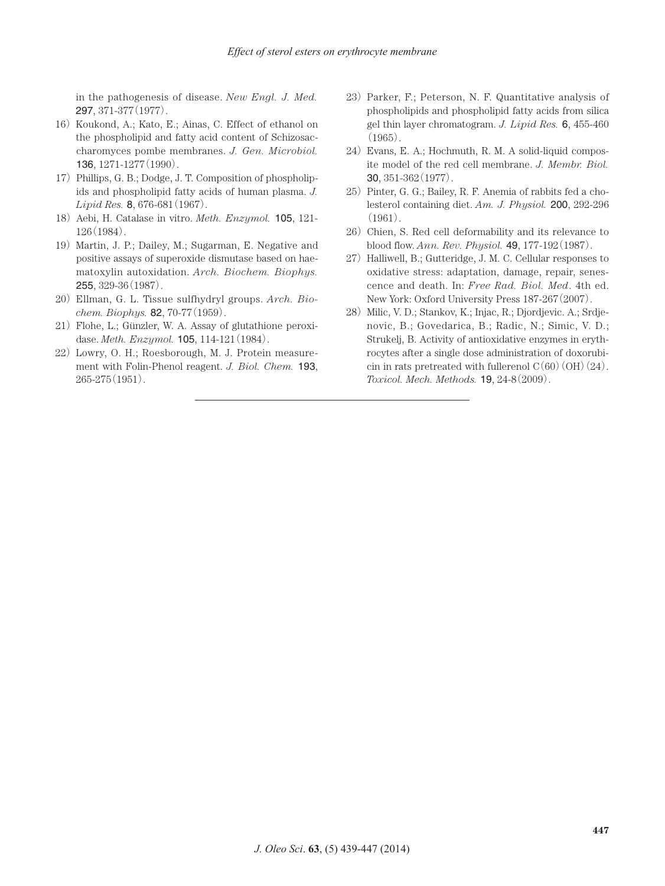in the pathogenesis of disease. *New Engl. J. Med.* **297**, 371-377 (1977).

16) Koukond, A.; Kato, E.; Ainas, C. Effect of ethanol on the phospholipid and fatty acid content of Schizosaccharomyces pombe membranes. *J. Gen. Microbiol.* **136**, 1271-1277 (1990).

17) Phillips, G. B.; Dodge, J. T. Composition of phospholipids and phospholipid fatty acids of human plasma. *J. Lipid Res.* **8**, 676-681 (1967).

18) Aebi, H. Catalase in vitro. *Meth. Enzymol.* **105**, 121-126 (1984).

19) Martin, J. P.; Dailey, M.; Sugarman, E. Negative and positive assays of superoxide dismutase based on haematoxylin autoxidation. *Arch. Biochem. Biophys.* **255**, 329-36 (1987).

20) Ellman, G. L. Tissue sulfhydryl groups. *Arch. Biochem. Biophys.* **82**, 70-77 (1959).

21) Flohe, L.; Günzler, W. A. Assay of glutathione peroxidase. *Meth. Enzymol.* **105**, 114-121 (1984).

22) Lowry, O. H.; Roesborough, M. J. Protein measurement with Folin-Phenol reagent. *J. Biol. Chem.* **193**, 265-275 (1951).

23) Parker, F.; Peterson, N. F. Quantitative analysis of phospholipids and phospholipid fatty acids from silica gel thin layer chromatogram. *J. Lipid Res.* **6**, 455-460 (1965).

24) Evans, E. A.; Hochmuth, R. M. A solid-liquid composite model of the red cell membrane. *J. Membr. Biol.* **30**, 351-362 (1977).

25) Pinter, G. G.; Bailey, R. F. Anemia of rabbits fed a cholesterol containing diet. *Am. J. Physiol.* **200**, 292-296 (1961).

26) Chien, S. Red cell deformability and its relevance to blood flow. *Ann. Rev. Physiol.* **49**, 177-192 (1987).

27) Halliwell, B.; Gutteridge, J. M. C. Cellular responses to oxidative stress: adaptation, damage, repair, senescence and death. In: *Free Rad. Biol. Med*. 4th ed. New York: Oxford University Press 187-267 (2007).

28) Milic, V. D.; Stankov, K.; Injac, R.; Djordjevic. A.; Srdjenovic, B.; Govedarica, B.; Radic, N.; Simic, V. D.; Strukelj, B. Activity of antioxidative enzymes in erythrocytes after a single dose administration of doxorubicin in rats pretreated with fullerenol C(60)(OH)(24). *Toxicol. Mech. Methods.* **19**, 24-8 (2009).